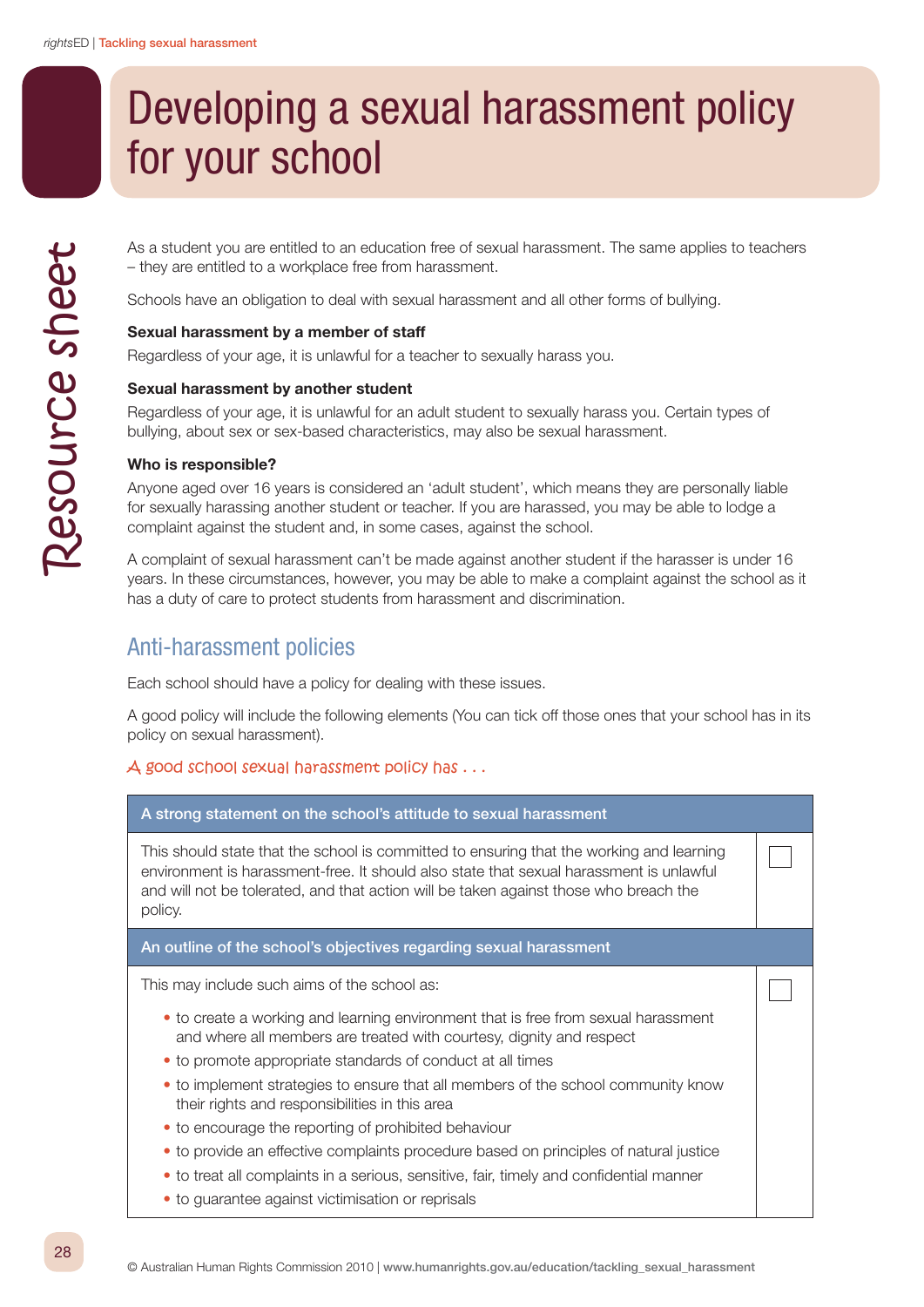# Developing a sexual harassment policy for your school

Resource sheet

As a student you are entitled to an education free of sexual harassment. The same applies to teachers – they are entitled to a workplace free from harassment.

Schools have an obligation to deal with sexual harassment and all other forms of bullying.

**Sexual harassment by a member of staff**

Regardless of your age, it is unlawful for a teacher to sexually harass you.

**Sexual harassment by another student**

Regardless of your age, it is unlawful for an adult student to sexually harass you. Certain types of bullying, about sex or sex-based characteristics, may also be sexual harassment.

**Who is responsible?**

Anyone aged over 16 years is considered an 'adult student', which means they are personally liable for sexually harassing another student or teacher. If you are harassed, you may be able to lodge a complaint against the student and, in some cases, against the school.

A complaint of sexual harassment can't be made against another student if the harasser is under 16 years. In these circumstances, however, you may be able to make a complaint against the school as it has a duty of care to protect students from harassment and discrimination.

## Anti-harassment policies

Each school should have a policy for dealing with these issues.

A good policy will include the following elements (You can tick off those ones that your school has in its policy on sexual harassment).

*A good school sexual harassment policy has . . .*

| A strong statement on the school's attitude to sexual harassment | |
|---|---|
| This should state that the school is committed to ensuring that the working and learning environment is harassment-free. It should also state that sexual harassment is unlawful and will not be tolerated, and that action will be taken against those who breach the policy. | ☐ |
| **An outline of the school's objectives regarding sexual harassment** | |
| This may include such aims of the school as:<br>• to create a working and learning environment that is free from sexual harassment and where all members are treated with courtesy, dignity and respect<br>• to promote appropriate standards of conduct at all times<br>• to implement strategies to ensure that all members of the school community know their rights and responsibilities in this area<br>• to encourage the reporting of prohibited behaviour<br>• to provide an effective complaints procedure based on principles of natural justice<br>• to treat all complaints in a serious, sensitive, fair, timely and confidential manner<br>• to guarantee against victimisation or reprisals | ☐ |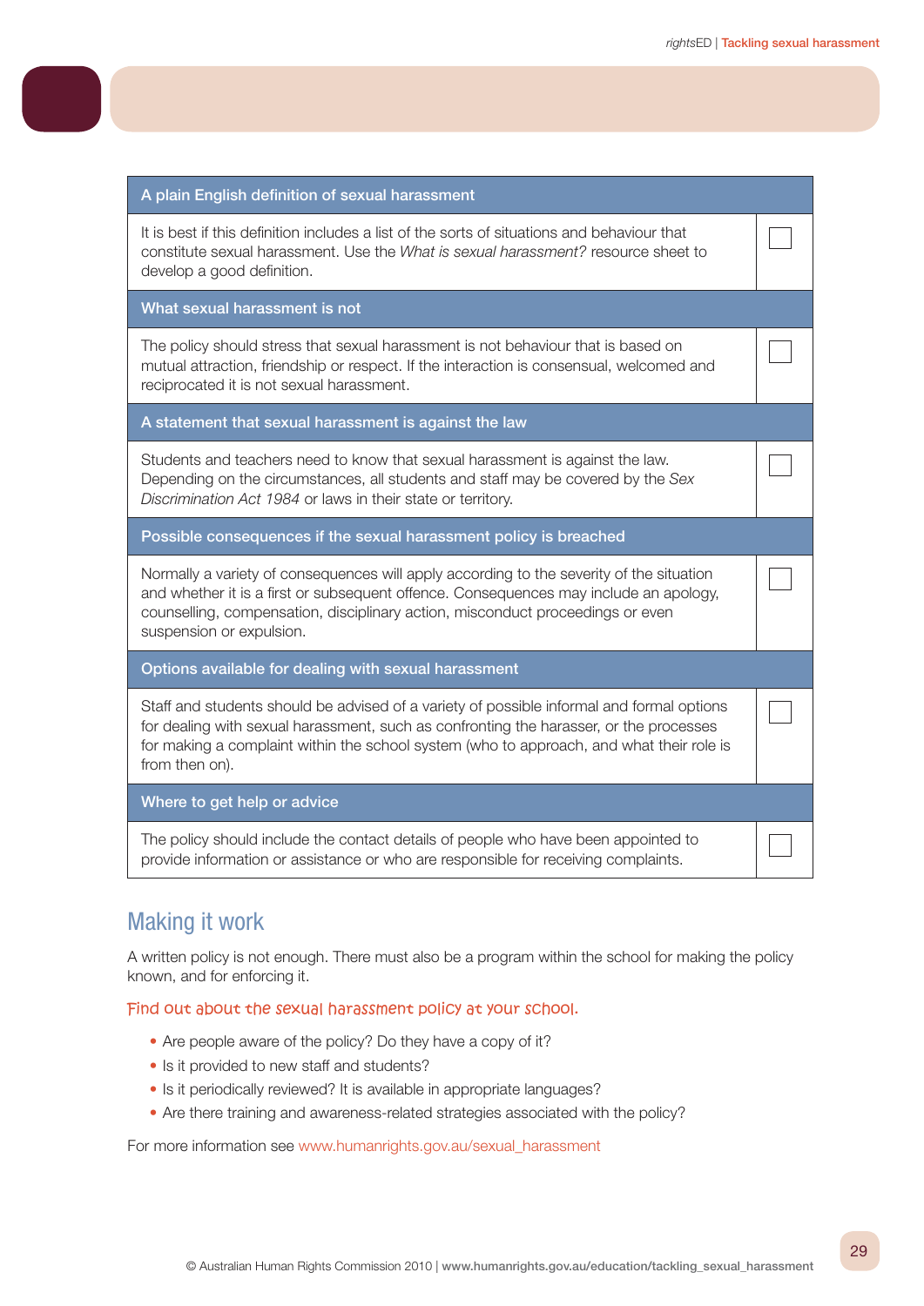| A plain English definition of sexual harassment | |
|---|---|
| It is best if this definition includes a list of the sorts of situations and behaviour that constitute sexual harassment. Use the *What is sexual harassment?* resource sheet to develop a good definition. | ☐ |
| **What sexual harassment is not** | |
| The policy should stress that sexual harassment is not behaviour that is based on mutual attraction, friendship or respect. If the interaction is consensual, welcomed and reciprocated it is not sexual harassment. | ☐ |
| **A statement that sexual harassment is against the law** | |
| Students and teachers need to know that sexual harassment is against the law. Depending on the circumstances, all students and staff may be covered by the *Sex Discrimination Act 1984* or laws in their state or territory. | ☐ |
| **Possible consequences if the sexual harassment policy is breached** | |
| Normally a variety of consequences will apply according to the severity of the situation and whether it is a first or subsequent offence. Consequences may include an apology, counselling, compensation, disciplinary action, misconduct proceedings or even suspension or expulsion. | ☐ |
| **Options available for dealing with sexual harassment** | |
| Staff and students should be advised of a variety of possible informal and formal options for dealing with sexual harassment, such as confronting the harasser, or the processes for making a complaint within the school system (who to approach, and what their role is from then on). | ☐ |
| **Where to get help or advice** | |
| The policy should include the contact details of people who have been appointed to provide information or assistance or who are responsible for receiving complaints. | ☐ |

## Making it work

A written policy is not enough. There must also be a program within the school for making the policy known, and for enforcing it.

Find out about the sexual harassment policy at your school.

- Are people aware of the policy? Do they have a copy of it?
- Is it provided to new staff and students?
- Is it periodically reviewed? It is available in appropriate languages?
- Are there training and awareness-related strategies associated with the policy?

For more information see www.humanrights.gov.au/sexual_harassment